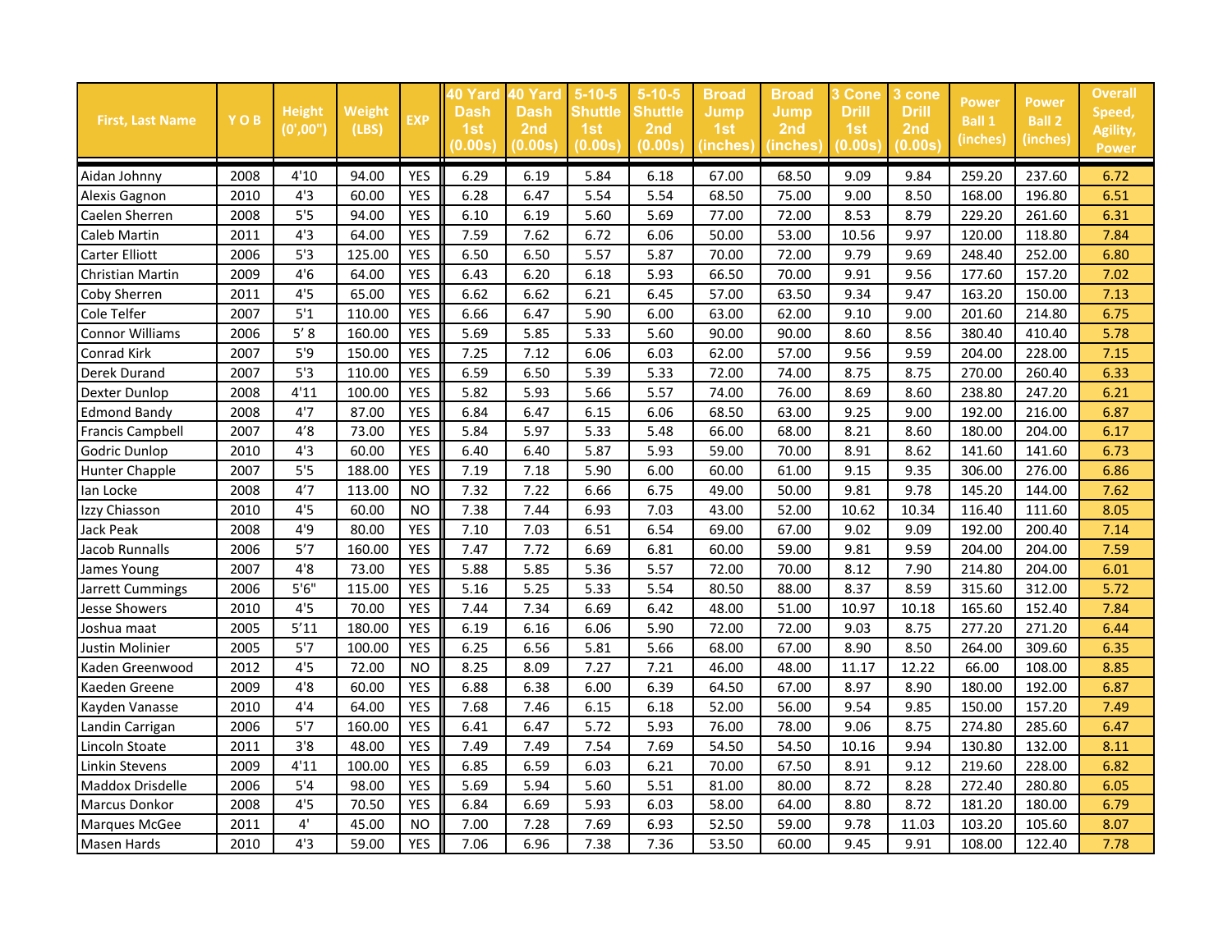| First, Last Name | Y O B | Height (0',00") | Weight (LBS) | EXP | 40 Yard Dash 1st (0.00s) | 40 Yard Dash 2nd (0.00s) | 5-10-5 Shuttle 1st (0.00s) | 5-10-5 Shuttle 2nd (0.00s) | Broad Jump 1st (inches) | Broad Jump 2nd (inches) | 3 Cone Drill 1st (0.00s) | 3 cone Drill 2nd (0.00s) | Power Ball 1 (inches) | Power Ball 2 (inches) | Overall Speed, Agility, Power |
|---|---|---|---|---|---|---|---|---|---|---|---|---|---|---|---|
| Aidan Johnny | 2008 | 4'10 | 94.00 | YES | 6.29 | 6.19 | 5.84 | 6.18 | 67.00 | 68.50 | 9.09 | 9.84 | 259.20 | 237.60 | 6.72 |
| Alexis Gagnon | 2010 | 4'3 | 60.00 | YES | 6.28 | 6.47 | 5.54 | 5.54 | 68.50 | 75.00 | 9.00 | 8.50 | 168.00 | 196.80 | 6.51 |
| Caelen Sherren | 2008 | 5'5 | 94.00 | YES | 6.10 | 6.19 | 5.60 | 5.69 | 77.00 | 72.00 | 8.53 | 8.79 | 229.20 | 261.60 | 6.31 |
| Caleb Martin | 2011 | 4'3 | 64.00 | YES | 7.59 | 7.62 | 6.72 | 6.06 | 50.00 | 53.00 | 10.56 | 9.97 | 120.00 | 118.80 | 7.84 |
| Carter Elliott | 2006 | 5'3 | 125.00 | YES | 6.50 | 6.50 | 5.57 | 5.87 | 70.00 | 72.00 | 9.79 | 9.69 | 248.40 | 252.00 | 6.80 |
| Christian Martin | 2009 | 4'6 | 64.00 | YES | 6.43 | 6.20 | 6.18 | 5.93 | 66.50 | 70.00 | 9.91 | 9.56 | 177.60 | 157.20 | 7.02 |
| Coby Sherren | 2011 | 4'5 | 65.00 | YES | 6.62 | 6.62 | 6.21 | 6.45 | 57.00 | 63.50 | 9.34 | 9.47 | 163.20 | 150.00 | 7.13 |
| Cole Telfer | 2007 | 5'1 | 110.00 | YES | 6.66 | 6.47 | 5.90 | 6.00 | 63.00 | 62.00 | 9.10 | 9.00 | 201.60 | 214.80 | 6.75 |
| Connor Williams | 2006 | 5' 8 | 160.00 | YES | 5.69 | 5.85 | 5.33 | 5.60 | 90.00 | 90.00 | 8.60 | 8.56 | 380.40 | 410.40 | 5.78 |
| Conrad Kirk | 2007 | 5'9 | 150.00 | YES | 7.25 | 7.12 | 6.06 | 6.03 | 62.00 | 57.00 | 9.56 | 9.59 | 204.00 | 228.00 | 7.15 |
| Derek Durand | 2007 | 5'3 | 110.00 | YES | 6.59 | 6.50 | 5.39 | 5.33 | 72.00 | 74.00 | 8.75 | 8.75 | 270.00 | 260.40 | 6.33 |
| Dexter Dunlop | 2008 | 4'11 | 100.00 | YES | 5.82 | 5.93 | 5.66 | 5.57 | 74.00 | 76.00 | 8.69 | 8.60 | 238.80 | 247.20 | 6.21 |
| Edmond Bandy | 2008 | 4'7 | 87.00 | YES | 6.84 | 6.47 | 6.15 | 6.06 | 68.50 | 63.00 | 9.25 | 9.00 | 192.00 | 216.00 | 6.87 |
| Francis Campbell | 2007 | 4'8 | 73.00 | YES | 5.84 | 5.97 | 5.33 | 5.48 | 66.00 | 68.00 | 8.21 | 8.60 | 180.00 | 204.00 | 6.17 |
| Godric Dunlop | 2010 | 4'3 | 60.00 | YES | 6.40 | 6.40 | 5.87 | 5.93 | 59.00 | 70.00 | 8.91 | 8.62 | 141.60 | 141.60 | 6.73 |
| Hunter Chapple | 2007 | 5'5 | 188.00 | YES | 7.19 | 7.18 | 5.90 | 6.00 | 60.00 | 61.00 | 9.15 | 9.35 | 306.00 | 276.00 | 6.86 |
| Ian Locke | 2008 | 4'7 | 113.00 | NO | 7.32 | 7.22 | 6.66 | 6.75 | 49.00 | 50.00 | 9.81 | 9.78 | 145.20 | 144.00 | 7.62 |
| Izzy Chiasson | 2010 | 4'5 | 60.00 | NO | 7.38 | 7.44 | 6.93 | 7.03 | 43.00 | 52.00 | 10.62 | 10.34 | 116.40 | 111.60 | 8.05 |
| Jack Peak | 2008 | 4'9 | 80.00 | YES | 7.10 | 7.03 | 6.51 | 6.54 | 69.00 | 67.00 | 9.02 | 9.09 | 192.00 | 200.40 | 7.14 |
| Jacob Runnalls | 2006 | 5'7 | 160.00 | YES | 7.47 | 7.72 | 6.69 | 6.81 | 60.00 | 59.00 | 9.81 | 9.59 | 204.00 | 204.00 | 7.59 |
| James Young | 2007 | 4'8 | 73.00 | YES | 5.88 | 5.85 | 5.36 | 5.57 | 72.00 | 70.00 | 8.12 | 7.90 | 214.80 | 204.00 | 6.01 |
| Jarrett Cummings | 2006 | 5'6" | 115.00 | YES | 5.16 | 5.25 | 5.33 | 5.54 | 80.50 | 88.00 | 8.37 | 8.59 | 315.60 | 312.00 | 5.72 |
| Jesse Showers | 2010 | 4'5 | 70.00 | YES | 7.44 | 7.34 | 6.69 | 6.42 | 48.00 | 51.00 | 10.97 | 10.18 | 165.60 | 152.40 | 7.84 |
| Joshua maat | 2005 | 5'11 | 180.00 | YES | 6.19 | 6.16 | 6.06 | 5.90 | 72.00 | 72.00 | 9.03 | 8.75 | 277.20 | 271.20 | 6.44 |
| Justin Molinier | 2005 | 5'7 | 100.00 | YES | 6.25 | 6.56 | 5.81 | 5.66 | 68.00 | 67.00 | 8.90 | 8.50 | 264.00 | 309.60 | 6.35 |
| Kaden Greenwood | 2012 | 4'5 | 72.00 | NO | 8.25 | 8.09 | 7.27 | 7.21 | 46.00 | 48.00 | 11.17 | 12.22 | 66.00 | 108.00 | 8.85 |
| Kaeden Greene | 2009 | 4'8 | 60.00 | YES | 6.88 | 6.38 | 6.00 | 6.39 | 64.50 | 67.00 | 8.97 | 8.90 | 180.00 | 192.00 | 6.87 |
| Kayden Vanasse | 2010 | 4'4 | 64.00 | YES | 7.68 | 7.46 | 6.15 | 6.18 | 52.00 | 56.00 | 9.54 | 9.85 | 150.00 | 157.20 | 7.49 |
| Landin Carrigan | 2006 | 5'7 | 160.00 | YES | 6.41 | 6.47 | 5.72 | 5.93 | 76.00 | 78.00 | 9.06 | 8.75 | 274.80 | 285.60 | 6.47 |
| Lincoln Stoate | 2011 | 3'8 | 48.00 | YES | 7.49 | 7.49 | 7.54 | 7.69 | 54.50 | 54.50 | 10.16 | 9.94 | 130.80 | 132.00 | 8.11 |
| Linkin Stevens | 2009 | 4'11 | 100.00 | YES | 6.85 | 6.59 | 6.03 | 6.21 | 70.00 | 67.50 | 8.91 | 9.12 | 219.60 | 228.00 | 6.82 |
| Maddox Drisdelle | 2006 | 5'4 | 98.00 | YES | 5.69 | 5.94 | 5.60 | 5.51 | 81.00 | 80.00 | 8.72 | 8.28 | 272.40 | 280.80 | 6.05 |
| Marcus Donkor | 2008 | 4'5 | 70.50 | YES | 6.84 | 6.69 | 5.93 | 6.03 | 58.00 | 64.00 | 8.80 | 8.72 | 181.20 | 180.00 | 6.79 |
| Marques McGee | 2011 | 4' | 45.00 | NO | 7.00 | 7.28 | 7.69 | 6.93 | 52.50 | 59.00 | 9.78 | 11.03 | 103.20 | 105.60 | 8.07 |
| Masen Hards | 2010 | 4'3 | 59.00 | YES | 7.06 | 6.96 | 7.38 | 7.36 | 53.50 | 60.00 | 9.45 | 9.91 | 108.00 | 122.40 | 7.78 |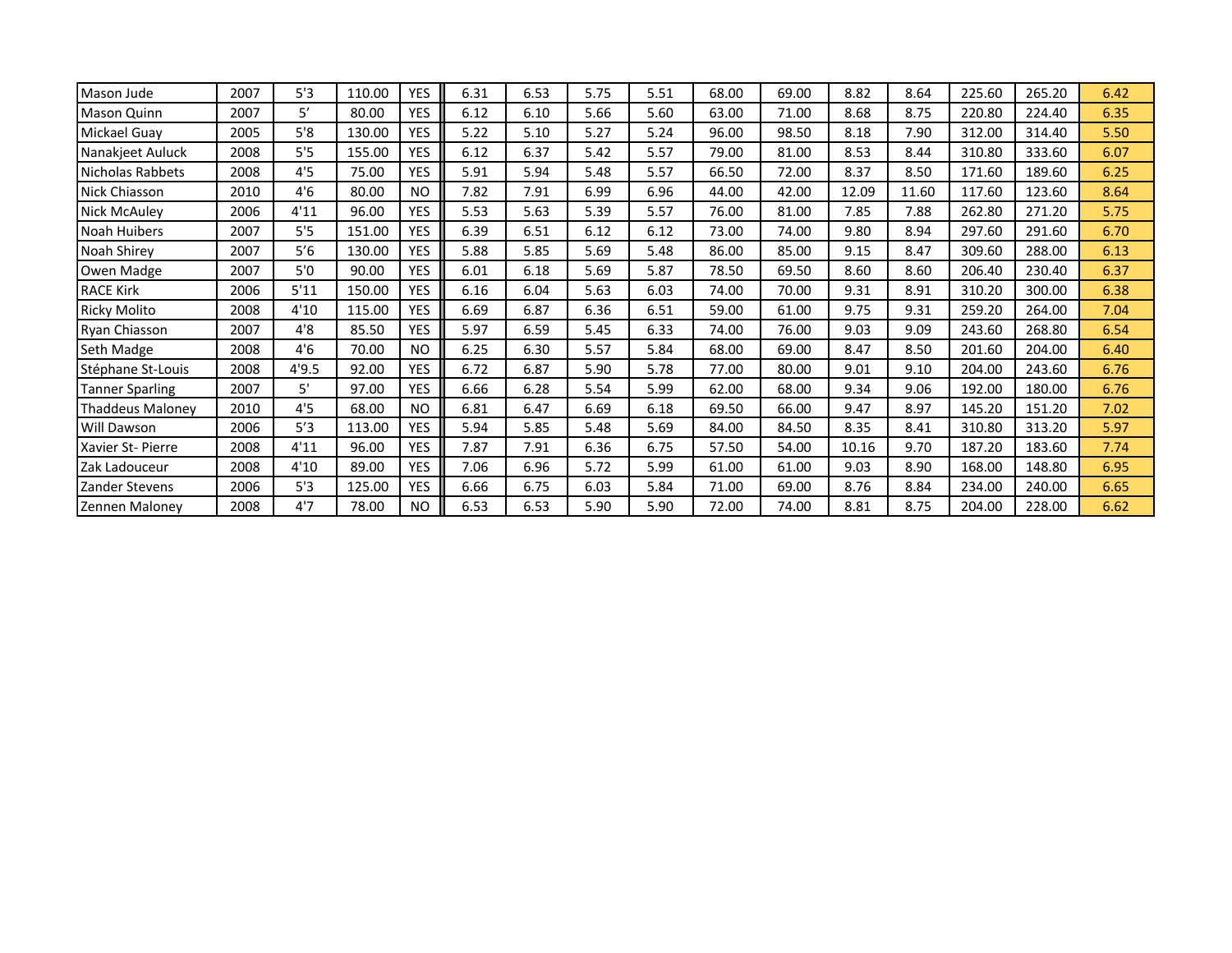| | | | | | | | | | | | | | | | |
|---|---|---|---|---|---|---|---|---|---|---|---|---|---|---|---|
| Mason Jude | 2007 | 5'3 | 110.00 | YES | 6.31 | 6.53 | 5.75 | 5.51 | 68.00 | 69.00 | 8.82 | 8.64 | 225.60 | 265.20 | 6.42 |
| Mason Quinn | 2007 | 5' | 80.00 | YES | 6.12 | 6.10 | 5.66 | 5.60 | 63.00 | 71.00 | 8.68 | 8.75 | 220.80 | 224.40 | 6.35 |
| Mickael Guay | 2005 | 5'8 | 130.00 | YES | 5.22 | 5.10 | 5.27 | 5.24 | 96.00 | 98.50 | 8.18 | 7.90 | 312.00 | 314.40 | 5.50 |
| Nanakjeet Auluck | 2008 | 5'5 | 155.00 | YES | 6.12 | 6.37 | 5.42 | 5.57 | 79.00 | 81.00 | 8.53 | 8.44 | 310.80 | 333.60 | 6.07 |
| Nicholas Rabbets | 2008 | 4'5 | 75.00 | YES | 5.91 | 5.94 | 5.48 | 5.57 | 66.50 | 72.00 | 8.37 | 8.50 | 171.60 | 189.60 | 6.25 |
| Nick Chiasson | 2010 | 4'6 | 80.00 | NO | 7.82 | 7.91 | 6.99 | 6.96 | 44.00 | 42.00 | 12.09 | 11.60 | 117.60 | 123.60 | 8.64 |
| Nick McAuley | 2006 | 4'11 | 96.00 | YES | 5.53 | 5.63 | 5.39 | 5.57 | 76.00 | 81.00 | 7.85 | 7.88 | 262.80 | 271.20 | 5.75 |
| Noah Huibers | 2007 | 5'5 | 151.00 | YES | 6.39 | 6.51 | 6.12 | 6.12 | 73.00 | 74.00 | 9.80 | 8.94 | 297.60 | 291.60 | 6.70 |
| Noah Shirey | 2007 | 5'6 | 130.00 | YES | 5.88 | 5.85 | 5.69 | 5.48 | 86.00 | 85.00 | 9.15 | 8.47 | 309.60 | 288.00 | 6.13 |
| Owen Madge | 2007 | 5'0 | 90.00 | YES | 6.01 | 6.18 | 5.69 | 5.87 | 78.50 | 69.50 | 8.60 | 8.60 | 206.40 | 230.40 | 6.37 |
| RACE Kirk | 2006 | 5'11 | 150.00 | YES | 6.16 | 6.04 | 5.63 | 6.03 | 74.00 | 70.00 | 9.31 | 8.91 | 310.20 | 300.00 | 6.38 |
| Ricky Molito | 2008 | 4'10 | 115.00 | YES | 6.69 | 6.87 | 6.36 | 6.51 | 59.00 | 61.00 | 9.75 | 9.31 | 259.20 | 264.00 | 7.04 |
| Ryan Chiasson | 2007 | 4'8 | 85.50 | YES | 5.97 | 6.59 | 5.45 | 6.33 | 74.00 | 76.00 | 9.03 | 9.09 | 243.60 | 268.80 | 6.54 |
| Seth Madge | 2008 | 4'6 | 70.00 | NO | 6.25 | 6.30 | 5.57 | 5.84 | 68.00 | 69.00 | 8.47 | 8.50 | 201.60 | 204.00 | 6.40 |
| Stéphane St-Louis | 2008 | 4'9.5 | 92.00 | YES | 6.72 | 6.87 | 5.90 | 5.78 | 77.00 | 80.00 | 9.01 | 9.10 | 204.00 | 243.60 | 6.76 |
| Tanner Sparling | 2007 | 5' | 97.00 | YES | 6.66 | 6.28 | 5.54 | 5.99 | 62.00 | 68.00 | 9.34 | 9.06 | 192.00 | 180.00 | 6.76 |
| Thaddeus Maloney | 2010 | 4'5 | 68.00 | NO | 6.81 | 6.47 | 6.69 | 6.18 | 69.50 | 66.00 | 9.47 | 8.97 | 145.20 | 151.20 | 7.02 |
| Will Dawson | 2006 | 5'3 | 113.00 | YES | 5.94 | 5.85 | 5.48 | 5.69 | 84.00 | 84.50 | 8.35 | 8.41 | 310.80 | 313.20 | 5.97 |
| Xavier St- Pierre | 2008 | 4'11 | 96.00 | YES | 7.87 | 7.91 | 6.36 | 6.75 | 57.50 | 54.00 | 10.16 | 9.70 | 187.20 | 183.60 | 7.74 |
| Zak Ladouceur | 2008 | 4'10 | 89.00 | YES | 7.06 | 6.96 | 5.72 | 5.99 | 61.00 | 61.00 | 9.03 | 8.90 | 168.00 | 148.80 | 6.95 |
| Zander Stevens | 2006 | 5'3 | 125.00 | YES | 6.66 | 6.75 | 6.03 | 5.84 | 71.00 | 69.00 | 8.76 | 8.84 | 234.00 | 240.00 | 6.65 |
| Zennen Maloney | 2008 | 4'7 | 78.00 | NO | 6.53 | 6.53 | 5.90 | 5.90 | 72.00 | 74.00 | 8.81 | 8.75 | 204.00 | 228.00 | 6.62 |